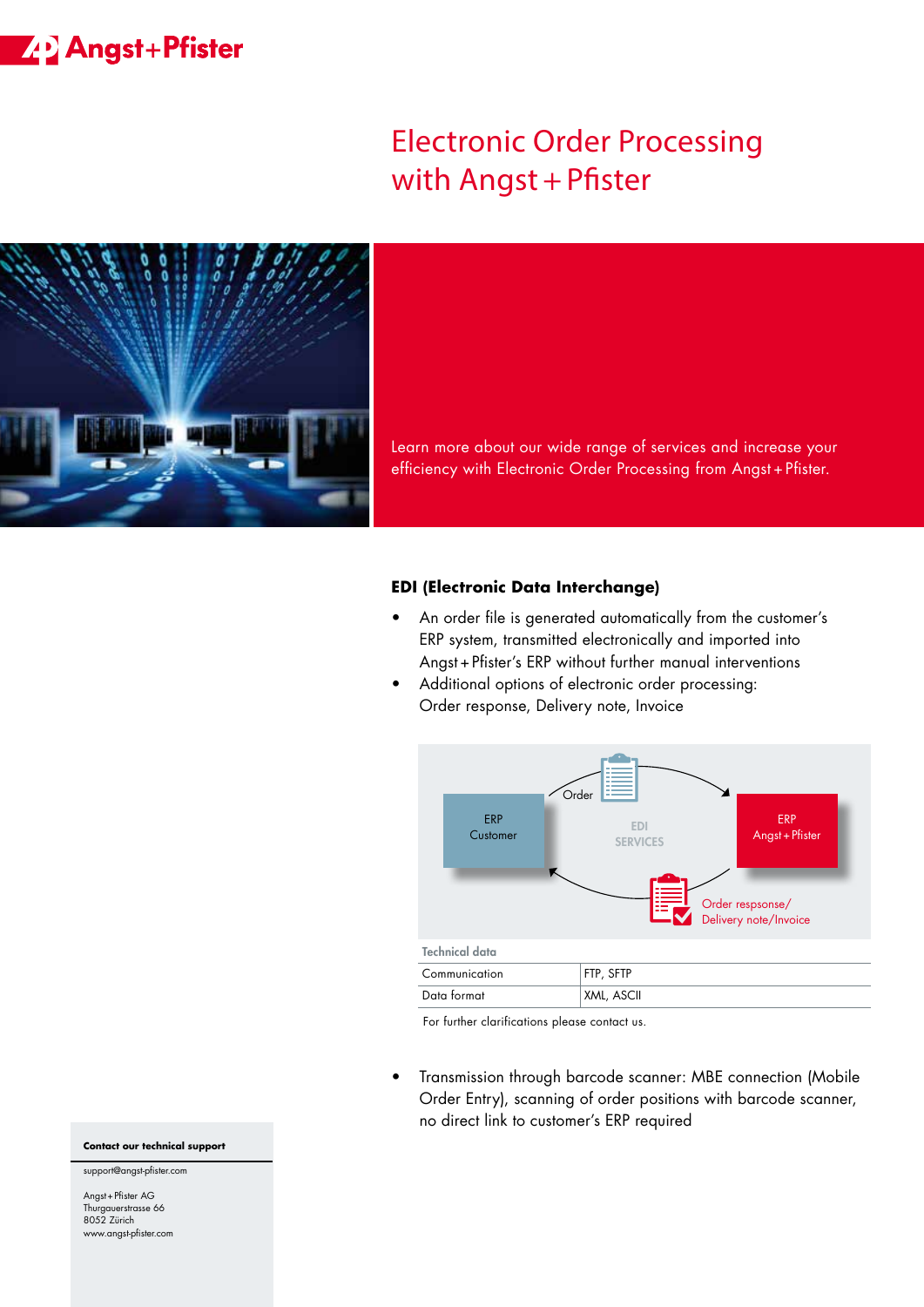# Electronic Order Processing with Angst + Pfister

Learn more about our wide range of services and increase your efficiency with Electronic Order Processing from Angst + Pfister.

## EDI (Electronic Data Interchange)

- An order file is generated automatically from the customer's ERP system, transmitted electronically and imported into Angst + Pfister's ERP without further manual interventions
- Additional options of electronic order processing: Order response, Delivery note, Invoice

ERP Customer — Order → EDI SERVICES → ERP Angst + Pfister

ERP Angst + Pfister — Order respsonse/ Delivery note/Invoice → ERP Customer

| Technical data | |
|---|---|
| Communication | FTP, SFTP |
| Data format | XML, ASCII |

For further clarifications please contact us.

- Transmission through barcode scanner: MBE connection (Mobile Order Entry), scanning of order positions with barcode scanner, no direct link to customer's ERP required

**Contact our technical support**

support@angst-pfister.com

Angst + Pfister AG
Thurgauerstrasse 66
8052 Zürich
www.angst-pfister.com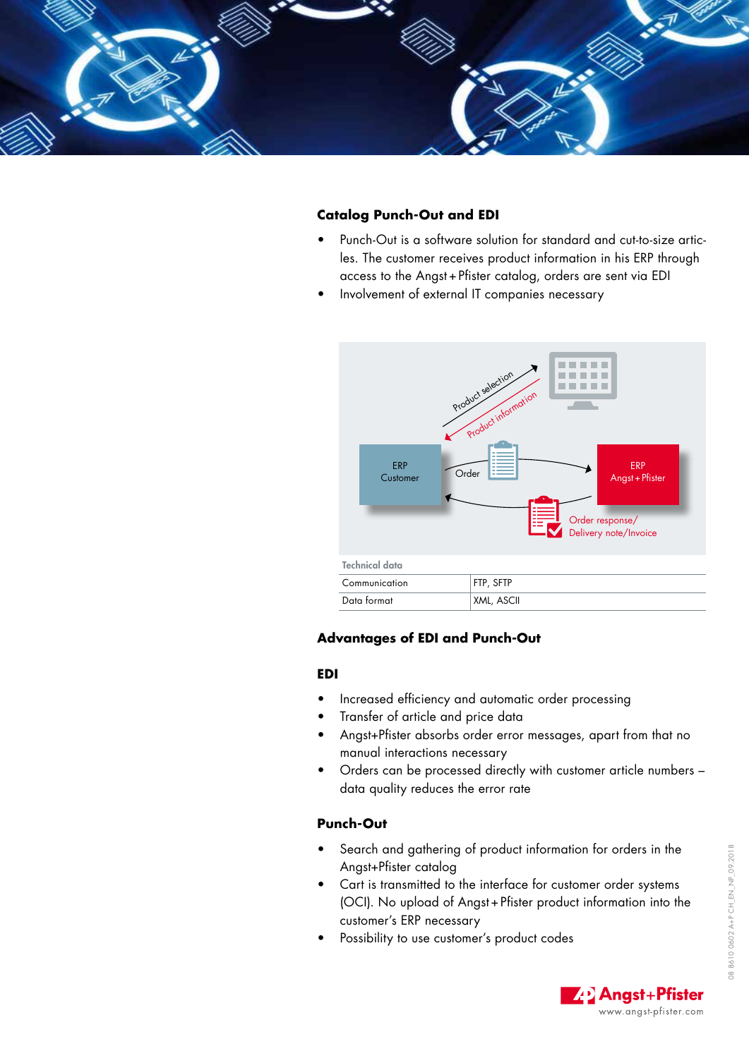## Catalog Punch-Out and EDI

- Punch-Out is a software solution for standard and cut-to-size articles. The customer receives product information in his ERP through access to the Angst + Pfister catalog, orders are sent via EDI
- Involvement of external IT companies necessary

Product selection
Product information
ERP Customer
Order
ERP Angst + Pfister
Order response/ Delivery note/Invoice

| Technical data | |
|---|---|
| Communication | FTP, SFTP |
| Data format | XML, ASCII |

## Advantages of EDI and Punch-Out

### EDI

- Increased efficiency and automatic order processing
- Transfer of article and price data
- Angst+Pfister absorbs order error messages, apart from that no manual interactions necessary
- Orders can be processed directly with customer article numbers – data quality reduces the error rate

### Punch-Out

- Search and gathering of product information for orders in the Angst+Pfister catalog
- Cart is transmitted to the interface for customer order systems (OCI). No upload of Angst + Pfister product information into the customer's ERP necessary
- Possibility to use customer's product codes

08 8610 0602 A+P CH_EN_NP_09.2018

Angst+Pfister
www.angst-pfister.com